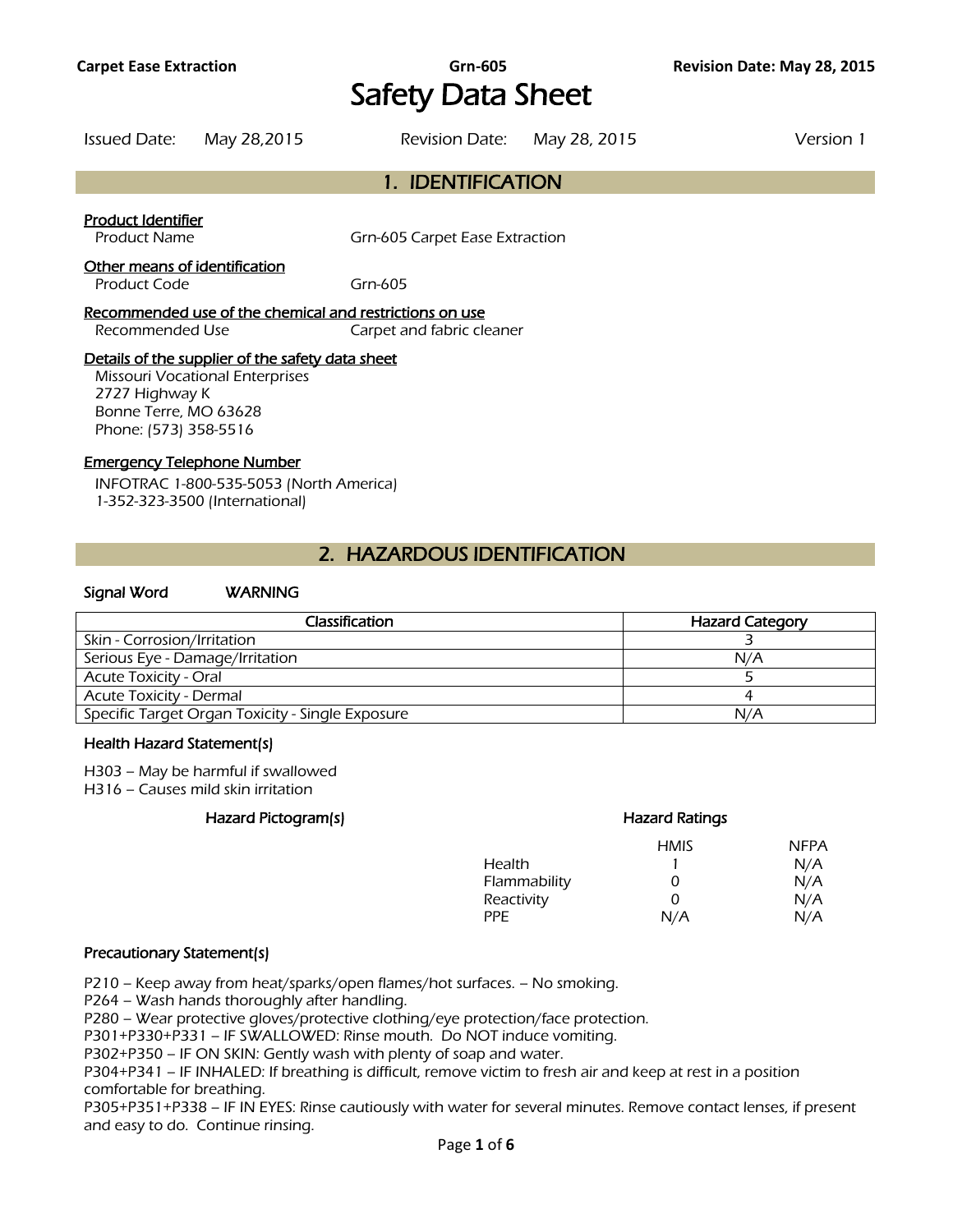# Safety Data Sheet

Issued Date: May 28,2015 Revision Date: May 28, 2015 Version 1

## 1. IDENTIFICATION

**Product Identifier**

Product Name Grn-605 Carpet Ease Extraction

**Other means of identification**

Product Code Grn-605

**Recommended use of the chemical and restrictions on use**

Recommended Use Carpet and fabric cleaner

**Details of the supplier of the safety data sheet**

Missouri Vocational Enterprises
2727 Highway K
Bonne Terre, MO 63628
Phone: (573) 358-5516

**Emergency Telephone Number**

INFOTRAC 1-800-535-5053 (North America)
1-352-323-3500 (International)

## 2. HAZARDOUS IDENTIFICATION

**Signal Word** WARNING

| Classification | Hazard Category |
|---|---|
| Skin - Corrosion/Irritation | 3 |
| Serious Eye - Damage/Irritation | N/A |
| Acute Toxicity - Oral | 5 |
| Acute Toxicity - Dermal | 4 |
| Specific Target Organ Toxicity - Single Exposure | N/A |

### Health Hazard Statement(s)

H303 – May be harmful if swallowed
H316 – Causes mild skin irritation

### Hazard Pictogram(s)

### Hazard Ratings

| | HMIS | NFPA |
|---|---|---|
| Health | 1 | N/A |
| Flammability | 0 | N/A |
| Reactivity | 0 | N/A |
| PPE | N/A | N/A |

### Precautionary Statement(s)

P210 – Keep away from heat/sparks/open flames/hot surfaces. – No smoking.
P264 – Wash hands thoroughly after handling.
P280 – Wear protective gloves/protective clothing/eye protection/face protection.
P301+P330+P331 – IF SWALLOWED: Rinse mouth. Do NOT induce vomiting.
P302+P350 – IF ON SKIN: Gently wash with plenty of soap and water.
P304+P341 – IF INHALED: If breathing is difficult, remove victim to fresh air and keep at rest in a position comfortable for breathing.
P305+P351+P338 – IF IN EYES: Rinse cautiously with water for several minutes. Remove contact lenses, if present and easy to do. Continue rinsing.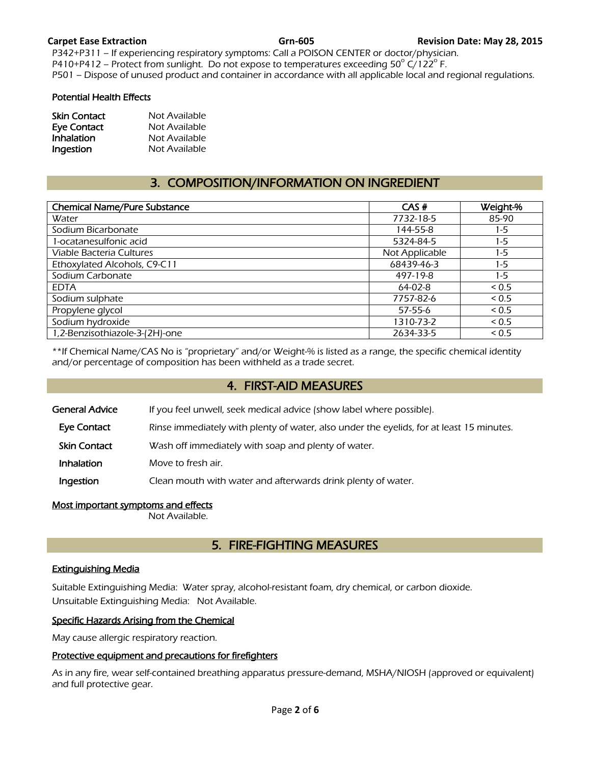P342+P311 – If experiencing respiratory symptoms: Call a POISON CENTER or doctor/physician.
P410+P412 – Protect from sunlight. Do not expose to temperatures exceeding 50° C/122° F.
P501 – Dispose of unused product and container in accordance with all applicable local and regional regulations.

### Potential Health Effects

| | |
|---|---|
| **Skin Contact** | Not Available |
| **Eye Contact** | Not Available |
| **Inhalation** | Not Available |
| **Ingestion** | Not Available |

## 3. COMPOSITION/INFORMATION ON INGREDIENT

| Chemical Name/Pure Substance | CAS # | Weight-% |
|---|---|---|
| Water | 7732-18-5 | 85-90 |
| Sodium Bicarbonate | 144-55-8 | 1-5 |
| 1-ocatanesulfonic acid | 5324-84-5 | 1-5 |
| Viable Bacteria Cultures | Not Applicable | 1-5 |
| Ethoxylated Alcohols, C9-C11 | 68439-46-3 | 1-5 |
| Sodium Carbonate | 497-19-8 | 1-5 |
| EDTA | 64-02-8 | < 0.5 |
| Sodium sulphate | 7757-82-6 | < 0.5 |
| Propylene glycol | 57-55-6 | < 0.5 |
| Sodium hydroxide | 1310-73-2 | < 0.5 |
| 1,2-Benzisothiazole-3-(2H)-one | 2634-33-5 | < 0.5 |

**If Chemical Name/CAS No is "proprietary" and/or Weight-% is listed as a range, the specific chemical identity and/or percentage of composition has been withheld as a trade secret.

## 4. FIRST-AID MEASURES

| | |
|---|---|
| **General Advice** | If you feel unwell, seek medical advice (show label where possible). |
| **Eye Contact** | Rinse immediately with plenty of water, also under the eyelids, for at least 15 minutes. |
| **Skin Contact** | Wash off immediately with soap and plenty of water. |
| **Inhalation** | Move to fresh air. |
| **Ingestion** | Clean mouth with water and afterwards drink plenty of water. |

### Most important symptoms and effects

Not Available.

## 5. FIRE-FIGHTING MEASURES

### Extinguishing Media

Suitable Extinguishing Media: Water spray, alcohol-resistant foam, dry chemical, or carbon dioxide.
Unsuitable Extinguishing Media: Not Available.

### Specific Hazards Arising from the Chemical

May cause allergic respiratory reaction.

### Protective equipment and precautions for firefighters

As in any fire, wear self-contained breathing apparatus pressure-demand, MSHA/NIOSH (approved or equivalent) and full protective gear.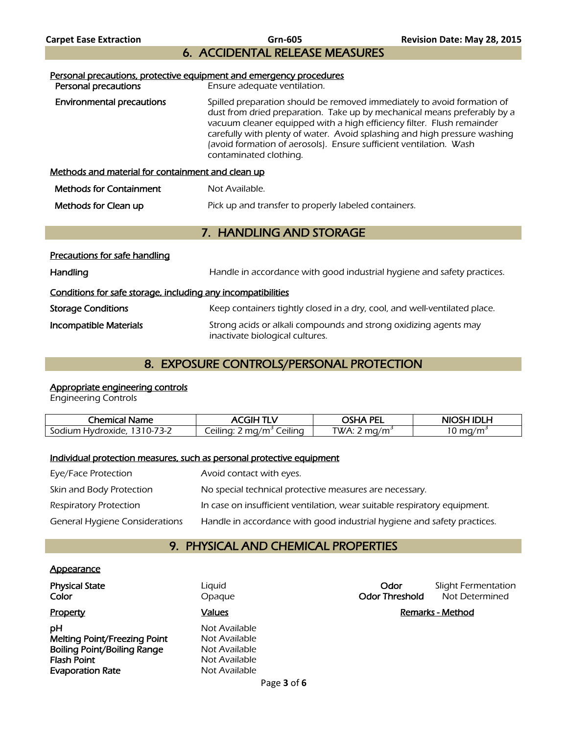## 6. ACCIDENTAL RELEASE MEASURES

Personal precautions, protective equipment and emergency procedures

| | |
|---|---|
| **Personal precautions** | Ensure adequate ventilation. |
| **Environmental precautions** | Spilled preparation should be removed immediately to avoid formation of dust from dried preparation. Take up by mechanical means preferably by a vacuum cleaner equipped with a high efficiency filter. Flush remainder carefully with plenty of water. Avoid splashing and high pressure washing (avoid formation of aerosols). Ensure sufficient ventilation. Wash contaminated clothing. |

Methods and material for containment and clean up

| | |
|---|---|
| **Methods for Containment** | Not Available. |
| **Methods for Clean up** | Pick up and transfer to properly labeled containers. |

## 7. HANDLING AND STORAGE

Precautions for safe handling

| | |
|---|---|
| **Handling** | Handle in accordance with good industrial hygiene and safety practices. |

Conditions for safe storage, including any incompatibilities

| | |
|---|---|
| **Storage Conditions** | Keep containers tightly closed in a dry, cool, and well-ventilated place. |
| **Incompatible Materials** | Strong acids or alkali compounds and strong oxidizing agents may inactivate biological cultures. |

## 8. EXPOSURE CONTROLS/PERSONAL PROTECTION

Appropriate engineering controls

Engineering Controls

| Chemical Name | ACGIH TLV | OSHA PEL | NIOSH IDLH |
|---|---|---|---|
| Sodium Hydroxide, 1310-73-2 | Ceiling: 2 mg/$m^3$ Ceiling | TWA: 2 mg/$m^3$ | 10 mg/$m^3$ |

Individual protection measures, such as personal protective equipment

| | |
|---|---|
| Eye/Face Protection | Avoid contact with eyes. |
| Skin and Body Protection | No special technical protective measures are necessary. |
| Respiratory Protection | In case on insufficient ventilation, wear suitable respiratory equipment. |
| General Hygiene Considerations | Handle in accordance with good industrial hygiene and safety practices. |

## 9. PHYSICAL AND CHEMICAL PROPERTIES

Appearance

| | | | |
|---|---|---|---|
| **Physical State** | Liquid | **Odor** | Slight Fermentation |
| **Color** | Opaque | **Odor Threshold** | Not Determined |

| Property | Values | Remarks - Method |
|---|---|---|
| **pH** | Not Available | |
| **Melting Point/Freezing Point** | Not Available | |
| **Boiling Point/Boiling Range** | Not Available | |
| **Flash Point** | Not Available | |
| **Evaporation Rate** | Not Available | |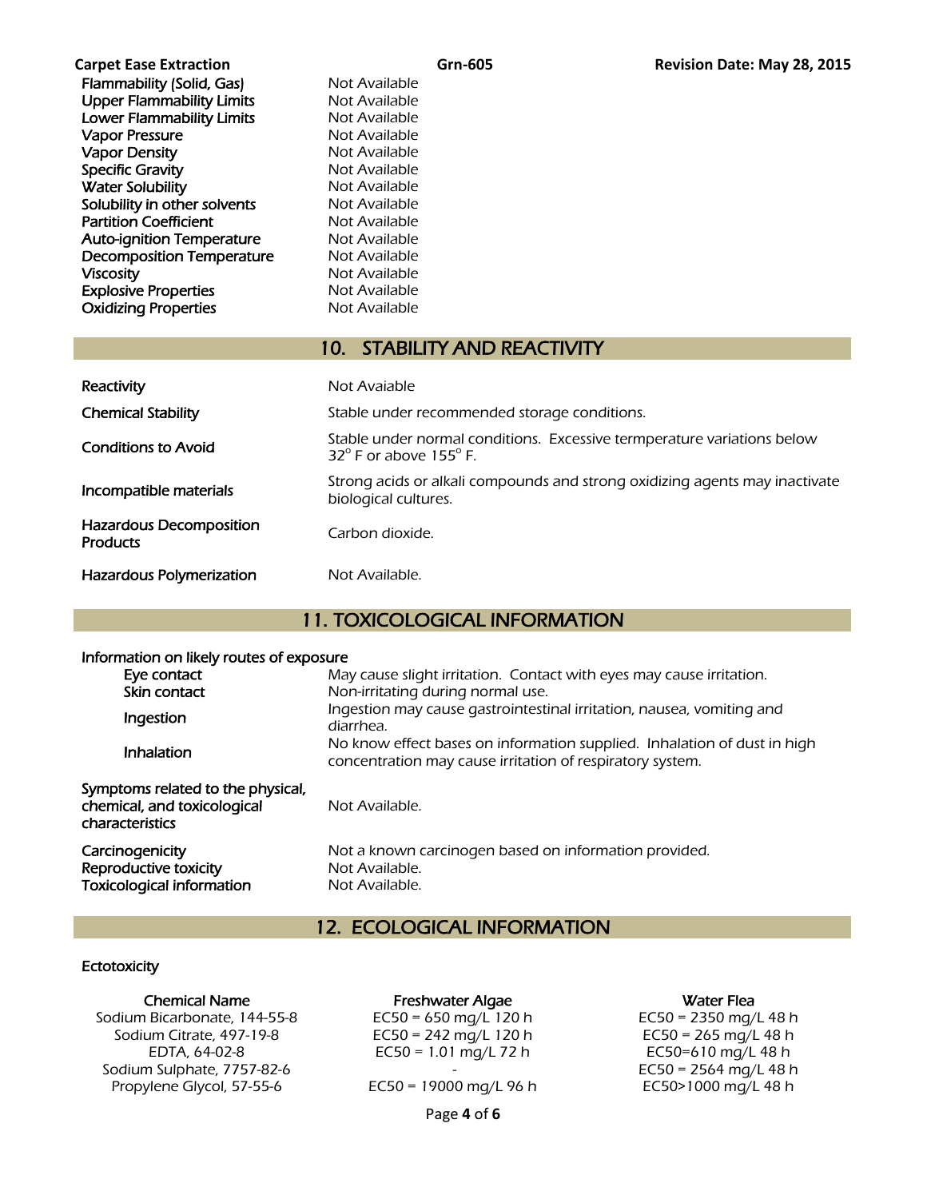| | |
|---|---|
| Flammability (Solid, Gas) | Not Available |
| Upper Flammability Limits | Not Available |
| Lower Flammability Limits | Not Available |
| Vapor Pressure | Not Available |
| Vapor Density | Not Available |
| Specific Gravity | Not Available |
| Water Solubility | Not Available |
| Solubility in other solvents | Not Available |
| Partition Coefficient | Not Available |
| Auto-ignition Temperature | Not Available |
| Decomposition Temperature | Not Available |
| Viscosity | Not Available |
| Explosive Properties | Not Available |
| Oxidizing Properties | Not Available |

## 10. STABILITY AND REACTIVITY

| | |
|---|---|
| Reactivity | Not Avaiable |
| Chemical Stability | Stable under recommended storage conditions. |
| Conditions to Avoid | Stable under normal conditions. Excessive termperature variations below 32° F or above 155° F. |
| Incompatible materials | Strong acids or alkali compounds and strong oxidizing agents may inactivate biological cultures. |
| Hazardous Decomposition Products | Carbon dioxide. |
| Hazardous Polymerization | Not Available. |

## 11. TOXICOLOGICAL INFORMATION

**Information on likely routes of exposure**

| | |
|---|---|
| Eye contact | May cause slight irritation. Contact with eyes may cause irritation. |
| Skin contact | Non-irritating during normal use. |
| Ingestion | Ingestion may cause gastrointestinal irritation, nausea, vomiting and diarrhea. |
| Inhalation | No know effect bases on information supplied. Inhalation of dust in high concentration may cause irritation of respiratory system. |

| | |
|---|---|
| Symptoms related to the physical, chemical, and toxicological characteristics | Not Available. |
| Carcinogenicity | Not a known carcinogen based on information provided. |
| Reproductive toxicity | Not Available. |
| Toxicological information | Not Available. |

## 12. ECOLOGICAL INFORMATION

**Ectotoxicity**

| Chemical Name | Freshwater Algae | Water Flea |
|---|---|---|
| Sodium Bicarbonate, 144-55-8 | EC50 = 650 mg/L 120 h | EC50 = 2350 mg/L 48 h |
| Sodium Citrate, 497-19-8 | EC50 = 242 mg/L 120 h | EC50 = 265 mg/L 48 h |
| EDTA, 64-02-8 | EC50 = 1.01 mg/L 72 h | EC50=610 mg/L 48 h |
| Sodium Sulphate, 7757-82-6 | - | EC50 = 2564 mg/L 48 h |
| Propylene Glycol, 57-55-6 | EC50 = 19000 mg/L 96 h | EC50>1000 mg/L 48 h |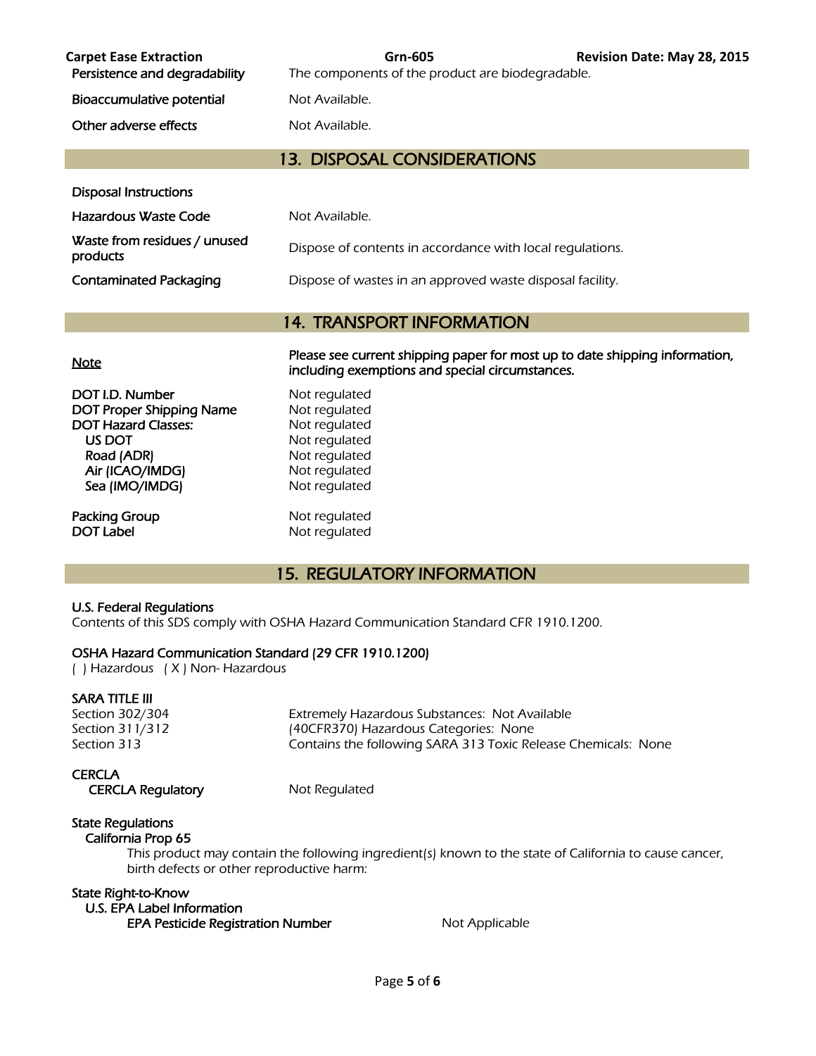| | |
|---|---|
| Persistence and degradability | The components of the product are biodegradable. |
| Bioaccumulative potential | Not Available. |
| Other adverse effects | Not Available. |

## 13. DISPOSAL CONSIDERATIONS

**Disposal Instructions**

| | |
|---|---|
| Hazardous Waste Code | Not Available. |
| Waste from residues / unused products | Dispose of contents in accordance with local regulations. |
| Contaminated Packaging | Dispose of wastes in an approved waste disposal facility. |

## 14. TRANSPORT INFORMATION

<u>Note</u> — **Please see current shipping paper for most up to date shipping information, including exemptions and special circumstances.**

| | |
|---|---|
| DOT I.D. Number | Not regulated |
| DOT Proper Shipping Name | Not regulated |
| DOT Hazard Classes: | Not regulated |
| US DOT | Not regulated |
| Road (ADR) | Not regulated |
| Air (ICAO/IMDG) | Not regulated |
| Sea (IMO/IMDG) | Not regulated |
| Packing Group | Not regulated |
| DOT Label | Not regulated |

## 15. REGULATORY INFORMATION

**U.S. Federal Regulations**

Contents of this SDS comply with OSHA Hazard Communication Standard CFR 1910.1200.

**OSHA Hazard Communication Standard (29 CFR 1910.1200)**

( ) Hazardous ( X ) Non- Hazardous

**SARA TITLE III**

| | |
|---|---|
| Section 302/304 | Extremely Hazardous Substances: Not Available |
| Section 311/312 | (40CFR370) Hazardous Categories: None |
| Section 313 | Contains the following SARA 313 Toxic Release Chemicals: None |

**CERCLA**

CERCLA Regulatory — Not Regulated

**State Regulations**

**California Prop 65**

This product may contain the following ingredient(s) known to the state of California to cause cancer, birth defects or other reproductive harm:

**State Right-to-Know**

**U.S. EPA Label Information**

**EPA Pesticide Registration Number** — Not Applicable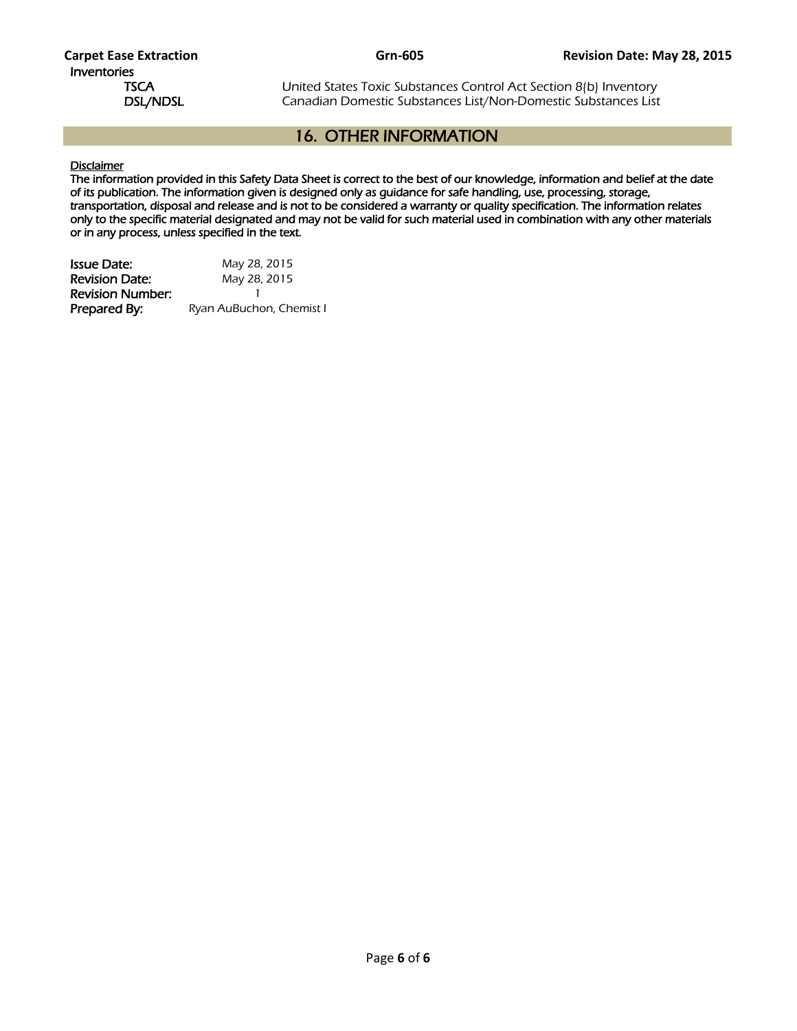Inventories

| | |
|---|---|
| TSCA | United States Toxic Substances Control Act Section 8(b) Inventory |
| DSL/NDSL | Canadian Domestic Substances List/Non-Domestic Substances List |

## 16. OTHER INFORMATION

Disclaimer

The information provided in this Safety Data Sheet is correct to the best of our knowledge, information and belief at the date of its publication. The information given is designed only as guidance for safe handling, use, processing, storage, transportation, disposal and release and is not to be considered a warranty or quality specification. The information relates only to the specific material designated and may not be valid for such material used in combination with any other materials or in any process, unless specified in the text.

| | |
|---|---|
| **Issue Date:** | May 28, 2015 |
| **Revision Date:** | May 28, 2015 |
| **Revision Number:** | 1 |
| **Prepared By:** | Ryan AuBuchon, Chemist I |